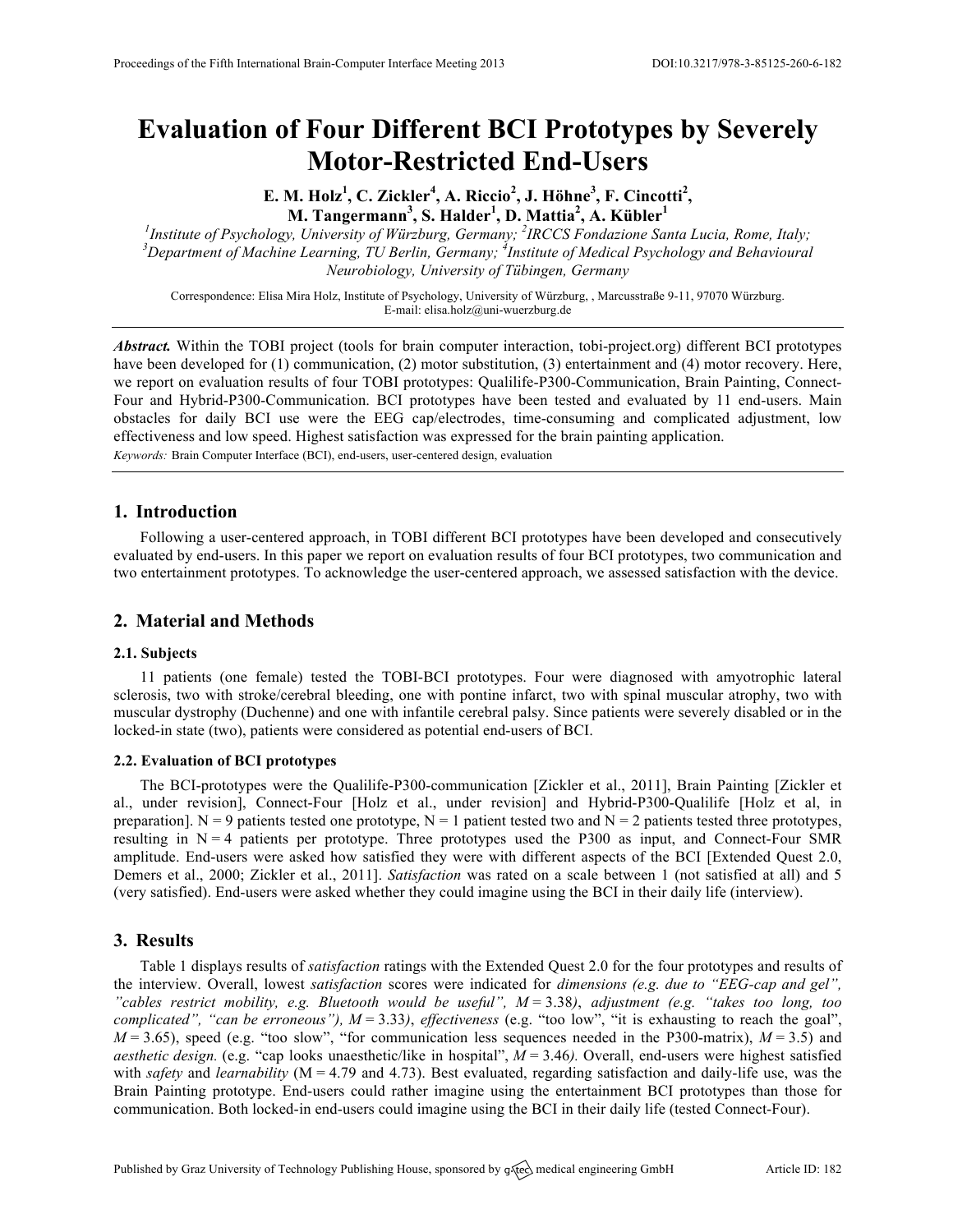# Evaluation of Four Different BCI Prototypes by Severely Motor-Restricted End-Users

**E. M. Holz[1], C. Zickler[4], A. Riccio[2], J. Höhne[3], F. Cincotti[2], M. Tangermann[3], S. Halder[1], D. Mattia[2], A. Kübler[1]**

*[1]Institute of Psychology, University of Würzburg, Germany; [2]IRCCS Fondazione Santa Lucia, Rome, Italy; [3]Department of Machine Learning, TU Berlin, Germany; [4]Institute of Medical Psychology and Behavioural Neurobiology, University of Tübingen, Germany*

Correspondence: Elisa Mira Holz, Institute of Psychology, University of Würzburg, , Marcusstraße 9-11, 97070 Würzburg. E-mail: elisa.holz@uni-wuerzburg.de

***Abstract.*** Within the TOBI project (tools for brain computer interaction, tobi-project.org) different BCI prototypes have been developed for (1) communication, (2) motor substitution, (3) entertainment and (4) motor recovery. Here, we report on evaluation results of four TOBI prototypes: Qualilife-P300-Communication, Brain Painting, Connect-Four and Hybrid-P300-Communication. BCI prototypes have been tested and evaluated by 11 end-users. Main obstacles for daily BCI use were the EEG cap/electrodes, time-consuming and complicated adjustment, low effectiveness and low speed. Highest satisfaction was expressed for the brain painting application.

*Keywords:* Brain Computer Interface (BCI), end-users, user-centered design, evaluation

## 1. Introduction

Following a user-centered approach, in TOBI different BCI prototypes have been developed and consecutively evaluated by end-users. In this paper we report on evaluation results of four BCI prototypes, two communication and two entertainment prototypes. To acknowledge the user-centered approach, we assessed satisfaction with the device.

## 2. Material and Methods

### 2.1. Subjects

11 patients (one female) tested the TOBI-BCI prototypes. Four were diagnosed with amyotrophic lateral sclerosis, two with stroke/cerebral bleeding, one with pontine infarct, two with spinal muscular atrophy, two with muscular dystrophy (Duchenne) and one with infantile cerebral palsy. Since patients were severely disabled or in the locked-in state (two), patients were considered as potential end-users of BCI.

### 2.2. Evaluation of BCI prototypes

The BCI-prototypes were the Qualilife-P300-communication [Zickler et al., 2011], Brain Painting [Zickler et al., under revision], Connect-Four [Holz et al., under revision] and Hybrid-P300-Qualilife [Holz et al, in preparation]. N = 9 patients tested one prototype, N = 1 patient tested two and N = 2 patients tested three prototypes, resulting in N = 4 patients per prototype. Three prototypes used the P300 as input, and Connect-Four SMR amplitude. End-users were asked how satisfied they were with different aspects of the BCI [Extended Quest 2.0, Demers et al., 2000; Zickler et al., 2011]. *Satisfaction* was rated on a scale between 1 (not satisfied at all) and 5 (very satisfied). End-users were asked whether they could imagine using the BCI in their daily life (interview).

## 3. Results

Table 1 displays results of *satisfaction* ratings with the Extended Quest 2.0 for the four prototypes and results of the interview. Overall, lowest *satisfaction* scores were indicated for *dimensions (e.g. due to "EEG-cap and gel", "cables restrict mobility, e.g. Bluetooth would be useful",* $M = 3.38$*)*, *adjustment (e.g. "takes too long, too complicated", "can be erroneous"),* $M = 3.33$*)*, *effectiveness* (e.g. "too low", "it is exhausting to reach the goal", $M = 3.65$), speed (e.g. "too slow", "for communication less sequences needed in the P300-matrix), $M = 3.5$) and *aesthetic design.* (e.g. "cap looks unaesthetic/like in hospital", $M = 3.46$*).* Overall, end-users were highest satisfied with *safety* and *learnability* ($M = 4.79$ and 4.73). Best evaluated, regarding satisfaction and daily-life use, was the Brain Painting prototype. End-users could rather imagine using the entertainment BCI prototypes than those for communication. Both locked-in end-users could imagine using the BCI in their daily life (tested Connect-Four).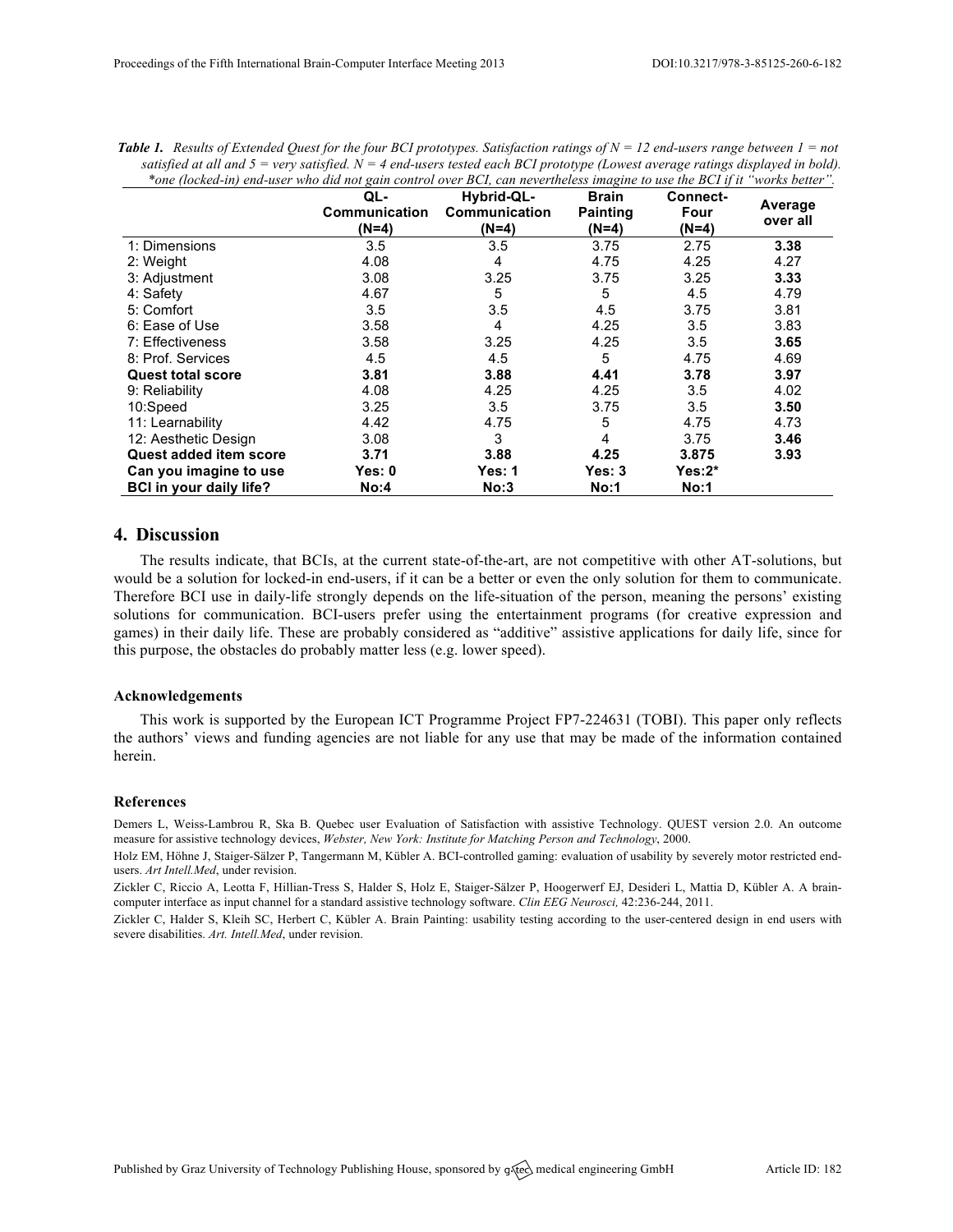***Table 1.*** *Results of Extended Quest for the four BCI prototypes. Satisfaction ratings of N = 12 end-users range between 1 = not satisfied at all and 5 = very satisfied. N = 4 end-users tested each BCI prototype (Lowest average ratings displayed in bold). \*one (locked-in) end-user who did not gain control over BCI, can nevertheless imagine to use the BCI if it "works better".*

| | **QL-Communication (N=4)** | **Hybrid-QL-Communication (N=4)** | **Brain Painting (N=4)** | **Connect-Four (N=4)** | **Average over all** |
|---|---|---|---|---|---|
| 1: Dimensions | 3.5 | 3.5 | 3.75 | 2.75 | **3.38** |
| 2: Weight | 4.08 | 4 | 4.75 | 4.25 | 4.27 |
| 3: Adjustment | 3.08 | 3.25 | 3.75 | 3.25 | **3.33** |
| 4: Safety | 4.67 | 5 | 5 | 4.5 | 4.79 |
| 5: Comfort | 3.5 | 3.5 | 4.5 | 3.75 | 3.81 |
| 6: Ease of Use | 3.58 | 4 | 4.25 | 3.5 | 3.83 |
| 7: Effectiveness | 3.58 | 3.25 | 4.25 | 3.5 | **3.65** |
| 8: Prof. Services | 4.5 | 4.5 | 5 | 4.75 | 4.69 |
| **Quest total score** | **3.81** | **3.88** | **4.41** | **3.78** | **3.97** |
| 9: Reliability | 4.08 | 4.25 | 4.25 | 3.5 | 4.02 |
| 10:Speed | 3.25 | 3.5 | 3.75 | 3.5 | **3.50** |
| 11: Learnability | 4.42 | 4.75 | 5 | 4.75 | 4.73 |
| 12: Aesthetic Design | 3.08 | 3 | 4 | 3.75 | **3.46** |
| **Quest added item score** | **3.71** | **3.88** | **4.25** | **3.875** | **3.93** |
| **Can you imagine to use BCI in your daily life?** | **Yes: 0 No:4** | **Yes: 1 No:3** | **Yes: 3 No:1** | **Yes:2\* No:1** | |

## 4. Discussion

The results indicate, that BCIs, at the current state-of-the-art, are not competitive with other AT-solutions, but would be a solution for locked-in end-users, if it can be a better or even the only solution for them to communicate. Therefore BCI use in daily-life strongly depends on the life-situation of the person, meaning the persons' existing solutions for communication. BCI-users prefer using the entertainment programs (for creative expression and games) in their daily life. These are probably considered as "additive" assistive applications for daily life, since for this purpose, the obstacles do probably matter less (e.g. lower speed).

### Acknowledgements

This work is supported by the European ICT Programme Project FP7-224631 (TOBI). This paper only reflects the authors' views and funding agencies are not liable for any use that may be made of the information contained herein.

### References

Demers L, Weiss-Lambrou R, Ska B. Quebec user Evaluation of Satisfaction with assistive Technology. QUEST version 2.0. An outcome measure for assistive technology devices, *Webster, New York: Institute for Matching Person and Technology*, 2000.

Holz EM, Höhne J, Staiger-Sälzer P, Tangermann M, Kübler A. BCI-controlled gaming: evaluation of usability by severely motor restricted end-users. *Art Intell.Med*, under revision.

Zickler C, Riccio A, Leotta F, Hillian-Tress S, Halder S, Holz E, Staiger-Sälzer P, Hoogerwerf EJ, Desideri L, Mattia D, Kübler A. A brain-computer interface as input channel for a standard assistive technology software. *Clin EEG Neurosci,* 42:236-244, 2011.

Zickler C, Halder S, Kleih SC, Herbert C, Kübler A. Brain Painting: usability testing according to the user-centered design in end users with severe disabilities. *Art. Intell.Med*, under revision.